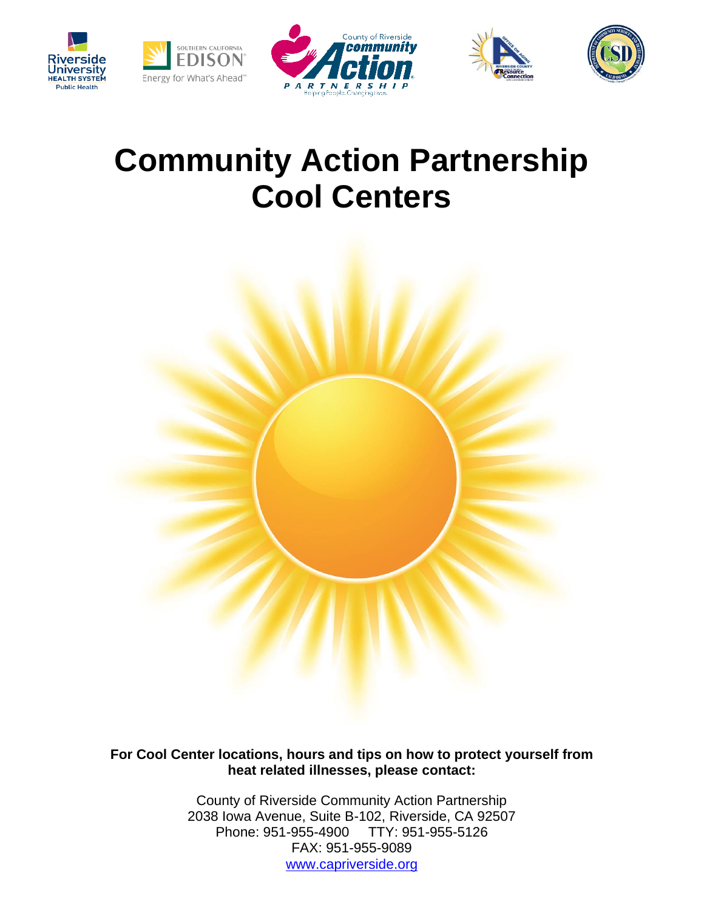# Community Action Partnership Cool Centers

**For Cool Center locations, hours and tips on how to protect yourself from heat related illnesses, please contact:**

County of Riverside Community Action Partnership
2038 Iowa Avenue, Suite B-102, Riverside, CA 92507
Phone: 951-955-4900  TTY: 951-955-5126
FAX: 951-955-9089
www.capriverside.org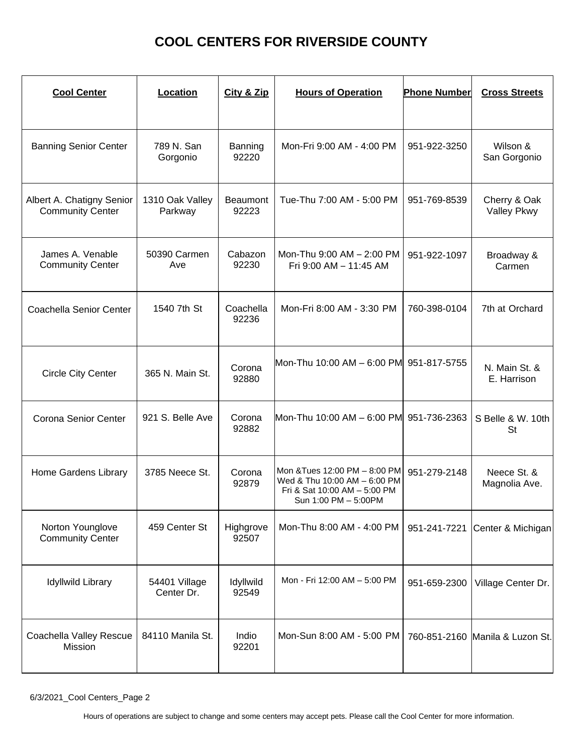# COOL CENTERS FOR RIVERSIDE COUNTY

| Cool Center | Location | City & Zip | Hours of Operation | Phone Number | Cross Streets |
|---|---|---|---|---|---|
| Banning Senior Center | 789 N. San Gorgonio | Banning 92220 | Mon-Fri 9:00 AM - 4:00 PM | 951-922-3250 | Wilson & San Gorgonio |
| Albert A. Chatigny Senior Community Center | 1310 Oak Valley Parkway | Beaumont 92223 | Tue-Thu 7:00 AM - 5:00 PM | 951-769-8539 | Cherry & Oak Valley Pkwy |
| James A. Venable Community Center | 50390 Carmen Ave | Cabazon 92230 | Mon-Thu 9:00 AM – 2:00 PM<br>Fri 9:00 AM – 11:45 AM | 951-922-1097 | Broadway & Carmen |
| Coachella Senior Center | 1540 7th St | Coachella 92236 | Mon-Fri 8:00 AM - 3:30 PM | 760-398-0104 | 7th at Orchard |
| Circle City Center | 365 N. Main St. | Corona 92880 | Mon-Thu 10:00 AM – 6:00 PM | 951-817-5755 | N. Main St. & E. Harrison |
| Corona Senior Center | 921 S. Belle Ave | Corona 92882 | Mon-Thu 10:00 AM – 6:00 PM | 951-736-2363 | S Belle & W. 10th St |
| Home Gardens Library | 3785 Neece St. | Corona 92879 | Mon &Tues 12:00 PM – 8:00 PM<br>Wed & Thu 10:00 AM – 6:00 PM<br>Fri & Sat 10:00 AM – 5:00 PM<br>Sun 1:00 PM – 5:00PM | 951-279-2148 | Neece St. & Magnolia Ave. |
| Norton Younglove Community Center | 459 Center St | Highgrove 92507 | Mon-Thu 8:00 AM - 4:00 PM | 951-241-7221 | Center & Michigan |
| Idyllwild Library | 54401 Village Center Dr. | Idyllwild 92549 | Mon - Fri 12:00 AM – 5:00 PM | 951-659-2300 | Village Center Dr. |
| Coachella Valley Rescue Mission | 84110 Manila St. | Indio 92201 | Mon-Sun 8:00 AM - 5:00 PM | 760-851-2160 | Manila & Luzon St. |

6/3/2021_Cool Centers_Page 2

Hours of operations are subject to change and some centers may accept pets. Please call the Cool Center for more information.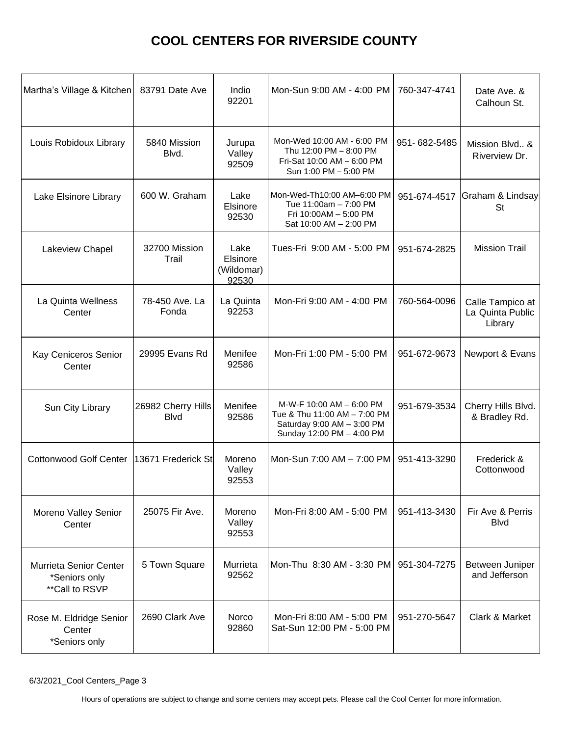# COOL CENTERS FOR RIVERSIDE COUNTY

| | | | | | |
|---|---|---|---|---|---|
| Martha's Village & Kitchen | 83791 Date Ave | Indio 92201 | Mon-Sun 9:00 AM - 4:00 PM | 760-347-4741 | Date Ave. & Calhoun St. |
| Louis Robidoux Library | 5840 Mission Blvd. | Jurupa Valley 92509 | Mon-Wed 10:00 AM - 6:00 PM<br>Thu 12:00 PM – 8:00 PM<br>Fri-Sat 10:00 AM – 6:00 PM<br>Sun 1:00 PM – 5:00 PM | 951- 682-5485 | Mission Blvd.. & Riverview Dr. |
| Lake Elsinore Library | 600 W. Graham | Lake Elsinore 92530 | Mon-Wed-Th10:00 AM–6:00 PM<br>Tue 11:00am – 7:00 PM<br>Fri 10:00AM – 5:00 PM<br>Sat 10:00 AM – 2:00 PM | 951-674-4517 | Graham & Lindsay St |
| Lakeview Chapel | 32700 Mission Trail | Lake Elsinore (Wildomar) 92530 | Tues-Fri 9:00 AM - 5:00 PM | 951-674-2825 | Mission Trail |
| La Quinta Wellness Center | 78-450 Ave. La Fonda | La Quinta 92253 | Mon-Fri 9:00 AM - 4:00 PM | 760-564-0096 | Calle Tampico at La Quinta Public Library |
| Kay Ceniceros Senior Center | 29995 Evans Rd | Menifee 92586 | Mon-Fri 1:00 PM - 5:00 PM | 951-672-9673 | Newport & Evans |
| Sun City Library | 26982 Cherry Hills Blvd | Menifee 92586 | M-W-F 10:00 AM – 6:00 PM<br>Tue & Thu 11:00 AM – 7:00 PM<br>Saturday 9:00 AM – 3:00 PM<br>Sunday 12:00 PM – 4:00 PM | 951-679-3534 | Cherry Hills Blvd. & Bradley Rd. |
| Cottonwood Golf Center | 13671 Frederick St | Moreno Valley 92553 | Mon-Sun 7:00 AM – 7:00 PM | 951-413-3290 | Frederick & Cottonwood |
| Moreno Valley Senior Center | 25075 Fir Ave. | Moreno Valley 92553 | Mon-Fri 8:00 AM - 5:00 PM | 951-413-3430 | Fir Ave & Perris Blvd |
| Murrieta Senior Center<br>*Seniors only<br>**Call to RSVP | 5 Town Square | Murrieta 92562 | Mon-Thu 8:30 AM - 3:30 PM | 951-304-7275 | Between Juniper and Jefferson |
| Rose M. Eldridge Senior Center<br>*Seniors only | 2690 Clark Ave | Norco 92860 | Mon-Fri 8:00 AM - 5:00 PM<br>Sat-Sun 12:00 PM - 5:00 PM | 951-270-5647 | Clark & Market |

6/3/2021_Cool Centers_Page 3

Hours of operations are subject to change and some centers may accept pets. Please call the Cool Center for more information.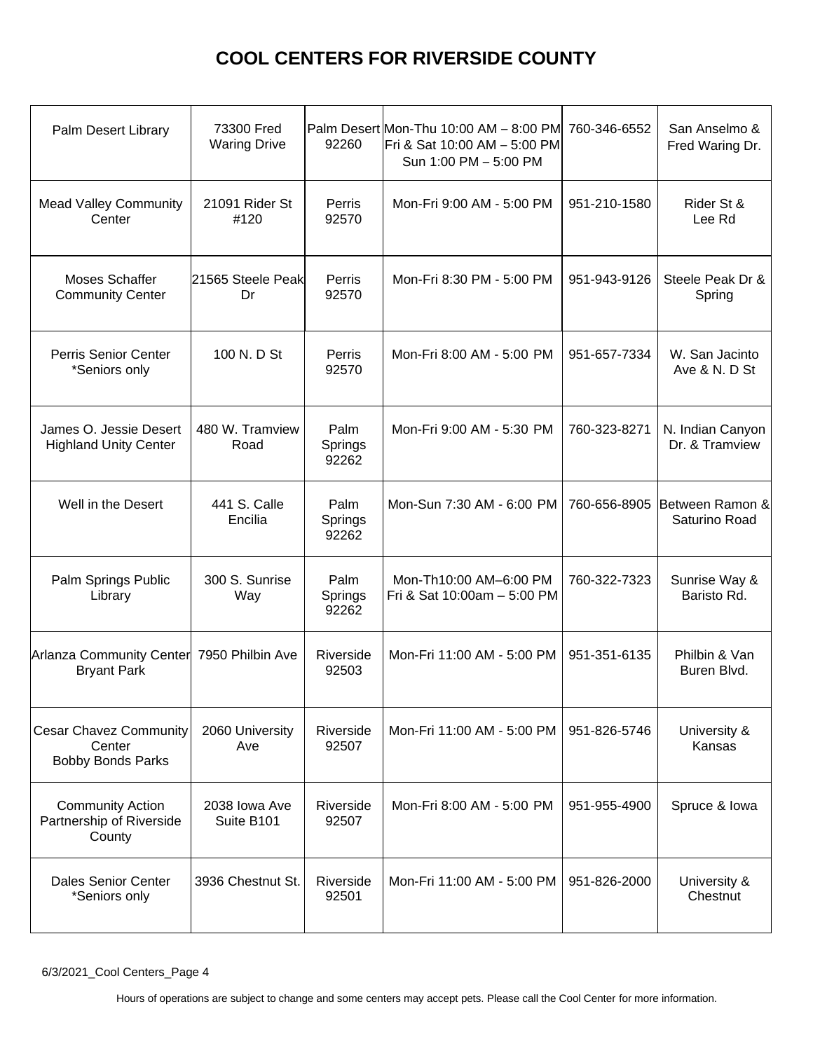# COOL CENTERS FOR RIVERSIDE COUNTY

| | | | | | |
|---|---|---|---|---|---|
| Palm Desert Library | 73300 Fred Waring Drive | Palm Desert 92260 | Mon-Thu 10:00 AM – 8:00 PM Fri & Sat 10:00 AM – 5:00 PM Sun 1:00 PM – 5:00 PM | 760-346-6552 | San Anselmo & Fred Waring Dr. |
| Mead Valley Community Center | 21091 Rider St #120 | Perris 92570 | Mon-Fri 9:00 AM - 5:00 PM | 951-210-1580 | Rider St & Lee Rd |
| Moses Schaffer Community Center | 21565 Steele Peak Dr | Perris 92570 | Mon-Fri 8:30 PM - 5:00 PM | 951-943-9126 | Steele Peak Dr & Spring |
| Perris Senior Center *Seniors only | 100 N. D St | Perris 92570 | Mon-Fri 8:00 AM - 5:00 PM | 951-657-7334 | W. San Jacinto Ave & N. D St |
| James O. Jessie Desert Highland Unity Center | 480 W. Tramview Road | Palm Springs 92262 | Mon-Fri 9:00 AM - 5:30 PM | 760-323-8271 | N. Indian Canyon Dr. & Tramview |
| Well in the Desert | 441 S. Calle Encilia | Palm Springs 92262 | Mon-Sun 7:30 AM - 6:00 PM | 760-656-8905 | Between Ramon & Saturino Road |
| Palm Springs Public Library | 300 S. Sunrise Way | Palm Springs 92262 | Mon-Th10:00 AM–6:00 PM Fri & Sat 10:00am – 5:00 PM | 760-322-7323 | Sunrise Way & Baristo Rd. |
| Arlanza Community Center Bryant Park | 7950 Philbin Ave | Riverside 92503 | Mon-Fri 11:00 AM - 5:00 PM | 951-351-6135 | Philbin & Van Buren Blvd. |
| Cesar Chavez Community Center Bobby Bonds Parks | 2060 University Ave | Riverside 92507 | Mon-Fri 11:00 AM - 5:00 PM | 951-826-5746 | University & Kansas |
| Community Action Partnership of Riverside County | 2038 Iowa Ave Suite B101 | Riverside 92507 | Mon-Fri 8:00 AM - 5:00 PM | 951-955-4900 | Spruce & Iowa |
| Dales Senior Center *Seniors only | 3936 Chestnut St. | Riverside 92501 | Mon-Fri 11:00 AM - 5:00 PM | 951-826-2000 | University & Chestnut |

6/3/2021_Cool Centers_Page 4

Hours of operations are subject to change and some centers may accept pets. Please call the Cool Center for more information.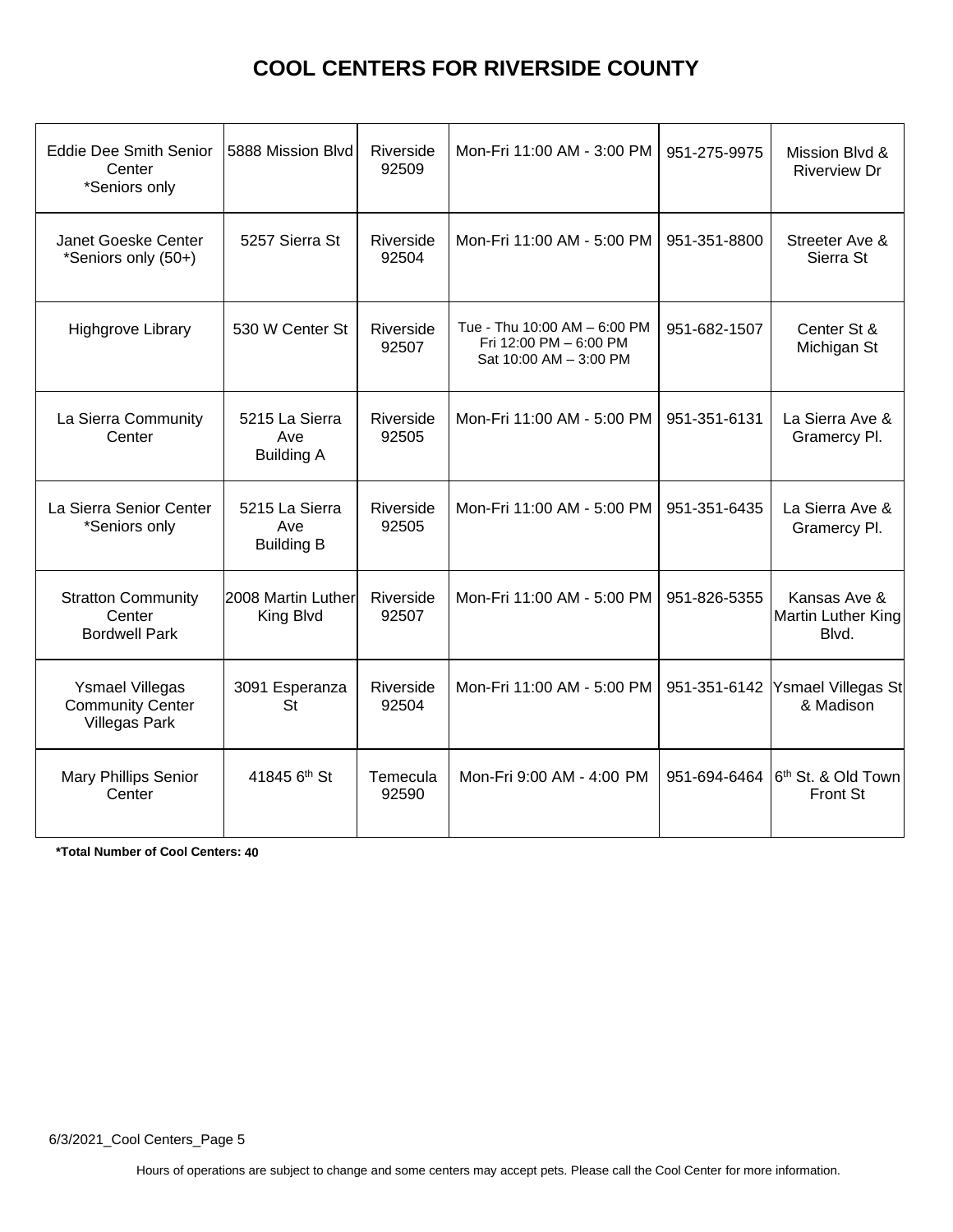# COOL CENTERS FOR RIVERSIDE COUNTY

| | | | | | |
|---|---|---|---|---|---|
| Eddie Dee Smith Senior Center *Seniors only | 5888 Mission Blvd | Riverside 92509 | Mon-Fri 11:00 AM - 3:00 PM | 951-275-9975 | Mission Blvd & Riverview Dr |
| Janet Goeske Center *Seniors only (50+) | 5257 Sierra St | Riverside 92504 | Mon-Fri 11:00 AM - 5:00 PM | 951-351-8800 | Streeter Ave & Sierra St |
| Highgrove Library | 530 W Center St | Riverside 92507 | Tue - Thu 10:00 AM – 6:00 PM Fri 12:00 PM – 6:00 PM Sat 10:00 AM – 3:00 PM | 951-682-1507 | Center St & Michigan St |
| La Sierra Community Center | 5215 La Sierra Ave Building A | Riverside 92505 | Mon-Fri 11:00 AM - 5:00 PM | 951-351-6131 | La Sierra Ave & Gramercy Pl. |
| La Sierra Senior Center *Seniors only | 5215 La Sierra Ave Building B | Riverside 92505 | Mon-Fri 11:00 AM - 5:00 PM | 951-351-6435 | La Sierra Ave & Gramercy Pl. |
| Stratton Community Center Bordwell Park | 2008 Martin Luther King Blvd | Riverside 92507 | Mon-Fri 11:00 AM - 5:00 PM | 951-826-5355 | Kansas Ave & Martin Luther King Blvd. |
| Ysmael Villegas Community Center Villegas Park | 3091 Esperanza St | Riverside 92504 | Mon-Fri 11:00 AM - 5:00 PM | 951-351-6142 | Ysmael Villegas St & Madison |
| Mary Phillips Senior Center | 41845 6th St | Temecula 92590 | Mon-Fri 9:00 AM - 4:00 PM | 951-694-6464 | 6th St. & Old Town Front St |

**\*Total Number of Cool Centers: 40**

Hours of operations are subject to change and some centers may accept pets. Please call the Cool Center for more information.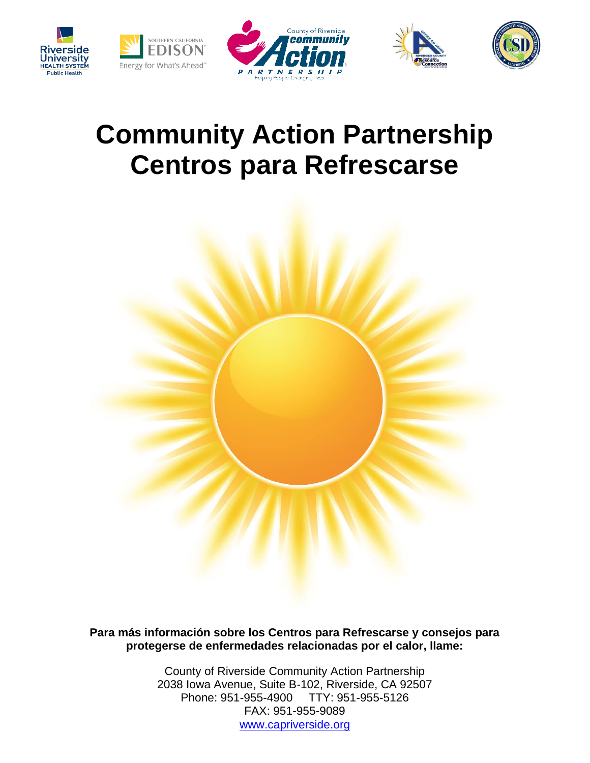# Community Action Partnership
# Centros para Refrescarse

**Para más información sobre los Centros para Refrescarse y consejos para protegerse de enfermedades relacionadas por el calor, llame:**

County of Riverside Community Action Partnership
2038 Iowa Avenue, Suite B-102, Riverside, CA 92507
Phone: 951-955-4900 TTY: 951-955-5126
FAX: 951-955-9089
www.capriverside.org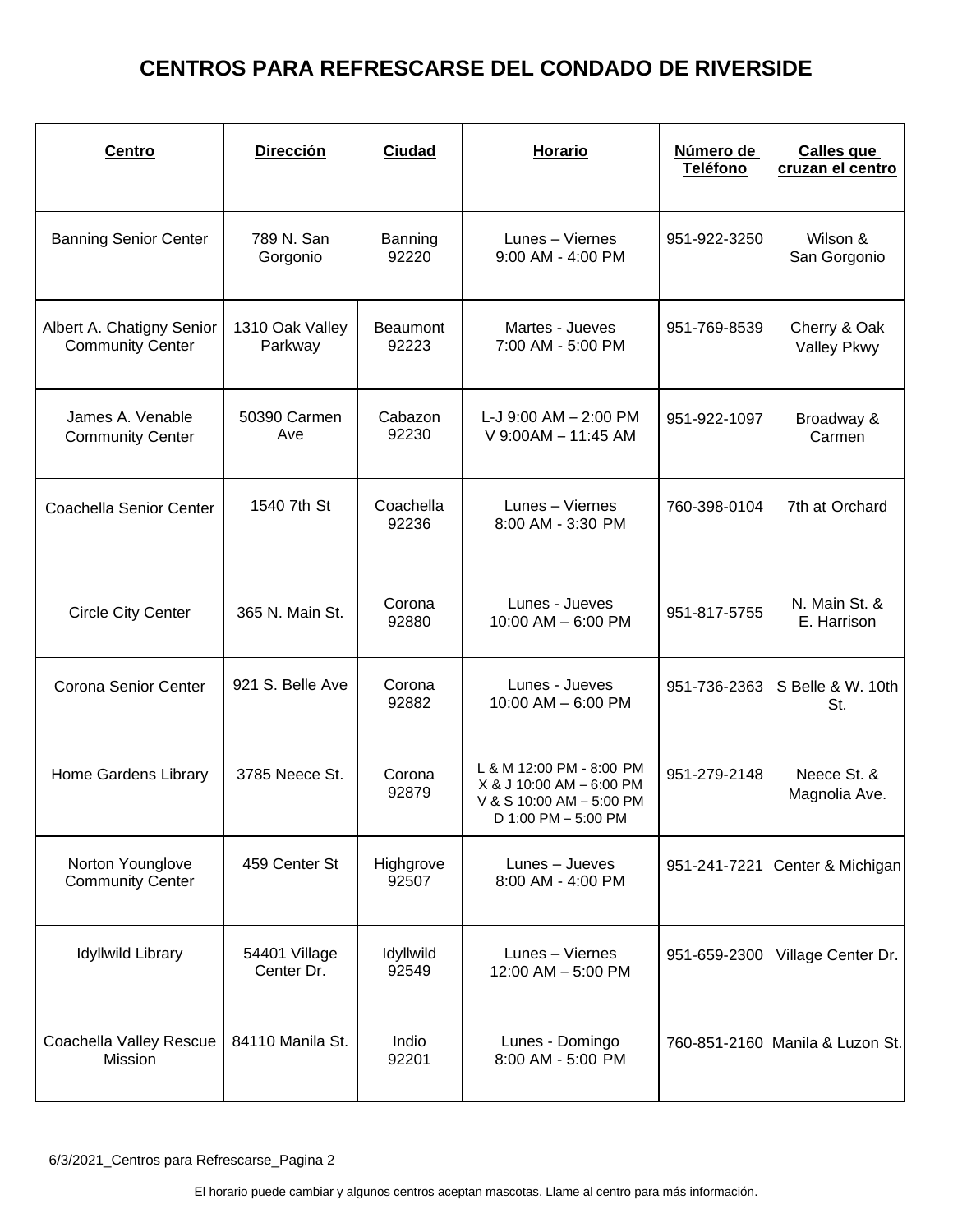# CENTROS PARA REFRESCARSE DEL CONDADO DE RIVERSIDE

| Centro | Dirección | Ciudad | Horario | Número de Teléfono | Calles que cruzan el centro |
|---|---|---|---|---|---|
| Banning Senior Center | 789 N. San Gorgonio | Banning 92220 | Lunes – Viernes 9:00 AM - 4:00 PM | 951-922-3250 | Wilson & San Gorgonio |
| Albert A. Chatigny Senior Community Center | 1310 Oak Valley Parkway | Beaumont 92223 | Martes - Jueves 7:00 AM - 5:00 PM | 951-769-8539 | Cherry & Oak Valley Pkwy |
| James A. Venable Community Center | 50390 Carmen Ave | Cabazon 92230 | L-J 9:00 AM – 2:00 PM V 9:00AM – 11:45 AM | 951-922-1097 | Broadway & Carmen |
| Coachella Senior Center | 1540 7th St | Coachella 92236 | Lunes – Viernes 8:00 AM - 3:30 PM | 760-398-0104 | 7th at Orchard |
| Circle City Center | 365 N. Main St. | Corona 92880 | Lunes - Jueves 10:00 AM – 6:00 PM | 951-817-5755 | N. Main St. & E. Harrison |
| Corona Senior Center | 921 S. Belle Ave | Corona 92882 | Lunes - Jueves 10:00 AM – 6:00 PM | 951-736-2363 | S Belle & W. 10th St. |
| Home Gardens Library | 3785 Neece St. | Corona 92879 | L & M 12:00 PM - 8:00 PM X & J 10:00 AM – 6:00 PM V & S 10:00 AM – 5:00 PM D 1:00 PM – 5:00 PM | 951-279-2148 | Neece St. & Magnolia Ave. |
| Norton Younglove Community Center | 459 Center St | Highgrove 92507 | Lunes – Jueves 8:00 AM - 4:00 PM | 951-241-7221 | Center & Michigan |
| Idyllwild Library | 54401 Village Center Dr. | Idyllwild 92549 | Lunes – Viernes 12:00 AM – 5:00 PM | 951-659-2300 | Village Center Dr. |
| Coachella Valley Rescue Mission | 84110 Manila St. | Indio 92201 | Lunes - Domingo 8:00 AM - 5:00 PM | 760-851-2160 | Manila & Luzon St. |

6/3/2021_Centros para Refrescarse_Pagina 2

El horario puede cambiar y algunos centros aceptan mascotas. Llame al centro para más información.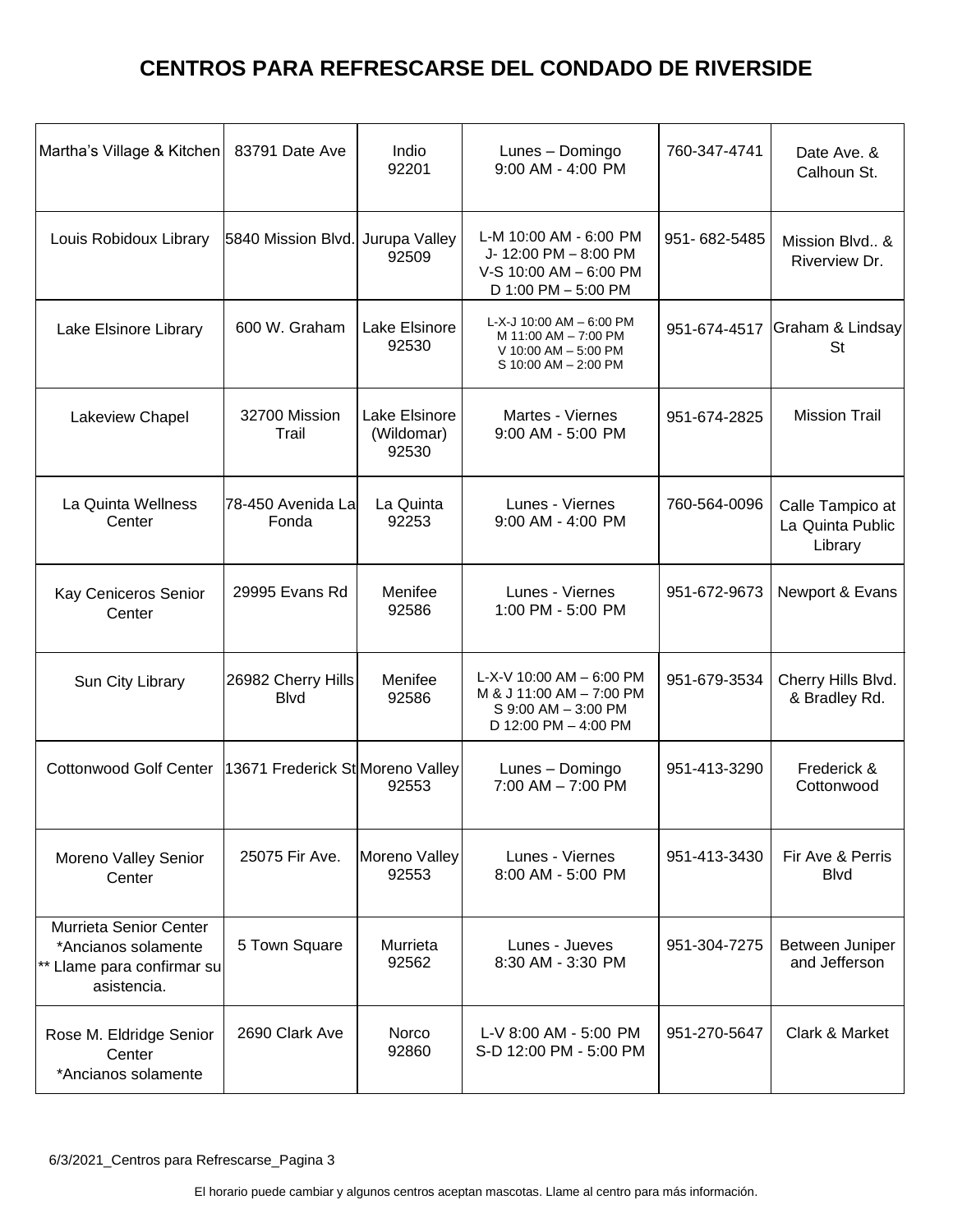# CENTROS PARA REFRESCARSE DEL CONDADO DE RIVERSIDE

| | | | | | |
|---|---|---|---|---|---|
| Martha's Village & Kitchen | 83791 Date Ave | Indio 92201 | Lunes – Domingo 9:00 AM - 4:00 PM | 760-347-4741 | Date Ave. & Calhoun St. |
| Louis Robidoux Library | 5840 Mission Blvd. | Jurupa Valley 92509 | L-M 10:00 AM - 6:00 PM J- 12:00 PM – 8:00 PM V-S 10:00 AM – 6:00 PM D 1:00 PM – 5:00 PM | 951- 682-5485 | Mission Blvd.. & Riverview Dr. |
| Lake Elsinore Library | 600 W. Graham | Lake Elsinore 92530 | L-X-J 10:00 AM – 6:00 PM M 11:00 AM – 7:00 PM V 10:00 AM – 5:00 PM S 10:00 AM – 2:00 PM | 951-674-4517 | Graham & Lindsay St |
| Lakeview Chapel | 32700 Mission Trail | Lake Elsinore (Wildomar) 92530 | Martes - Viernes 9:00 AM - 5:00 PM | 951-674-2825 | Mission Trail |
| La Quinta Wellness Center | 78-450 Avenida La Fonda | La Quinta 92253 | Lunes - Viernes 9:00 AM - 4:00 PM | 760-564-0096 | Calle Tampico at La Quinta Public Library |
| Kay Ceniceros Senior Center | 29995 Evans Rd | Menifee 92586 | Lunes - Viernes 1:00 PM - 5:00 PM | 951-672-9673 | Newport & Evans |
| Sun City Library | 26982 Cherry Hills Blvd | Menifee 92586 | L-X-V 10:00 AM – 6:00 PM M & J 11:00 AM – 7:00 PM S 9:00 AM – 3:00 PM D 12:00 PM – 4:00 PM | 951-679-3534 | Cherry Hills Blvd. & Bradley Rd. |
| Cottonwood Golf Center | 13671 Frederick St | Moreno Valley 92553 | Lunes – Domingo 7:00 AM – 7:00 PM | 951-413-3290 | Frederick & Cottonwood |
| Moreno Valley Senior Center | 25075 Fir Ave. | Moreno Valley 92553 | Lunes - Viernes 8:00 AM - 5:00 PM | 951-413-3430 | Fir Ave & Perris Blvd |
| Murrieta Senior Center *Ancianos solamente ** Llame para confirmar su asistencia. | 5 Town Square | Murrieta 92562 | Lunes - Jueves 8:30 AM - 3:30 PM | 951-304-7275 | Between Juniper and Jefferson |
| Rose M. Eldridge Senior Center *Ancianos solamente | 2690 Clark Ave | Norco 92860 | L-V 8:00 AM - 5:00 PM S-D 12:00 PM - 5:00 PM | 951-270-5647 | Clark & Market |

6/3/2021_Centros para Refrescarse_Pagina 3

El horario puede cambiar y algunos centros aceptan mascotas. Llame al centro para más información.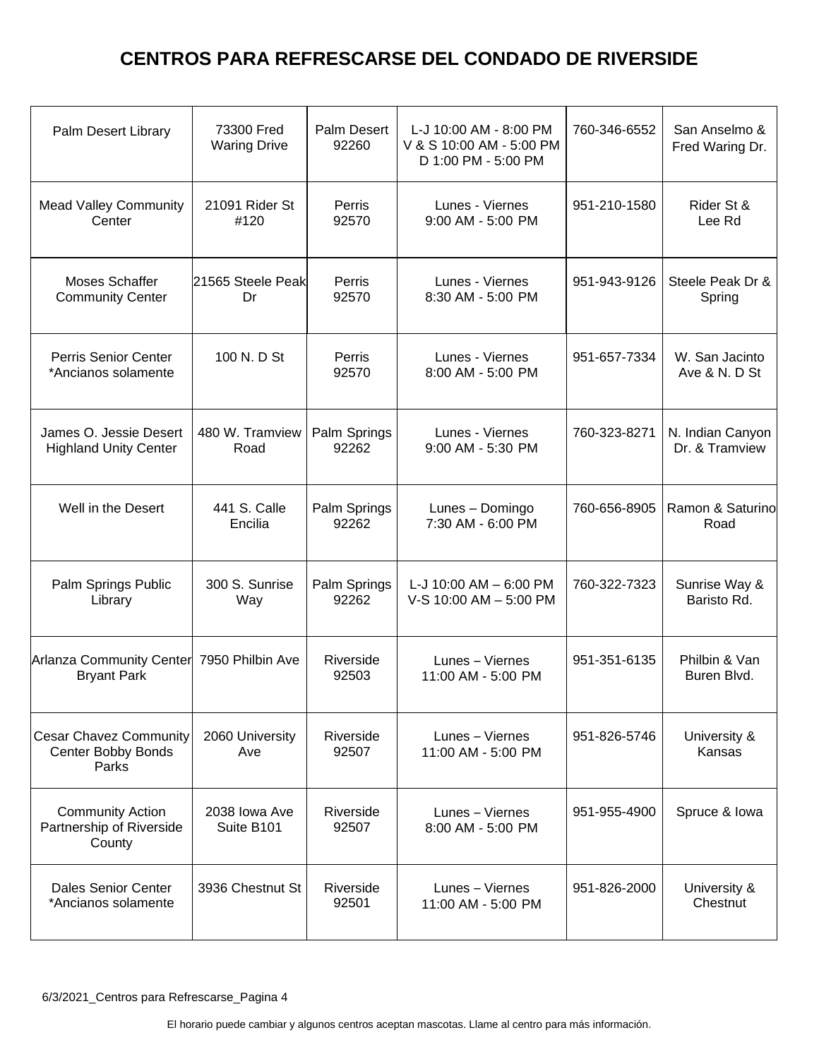# CENTROS PARA REFRESCARSE DEL CONDADO DE RIVERSIDE

| | | | | | |
|---|---|---|---|---|---|
| Palm Desert Library | 73300 Fred Waring Drive | Palm Desert 92260 | L-J 10:00 AM - 8:00 PM<br>V & S 10:00 AM - 5:00 PM<br>D 1:00 PM - 5:00 PM | 760-346-6552 | San Anselmo & Fred Waring Dr. |
| Mead Valley Community Center | 21091 Rider St #120 | Perris 92570 | Lunes - Viernes<br>9:00 AM - 5:00 PM | 951-210-1580 | Rider St & Lee Rd |
| Moses Schaffer Community Center | 21565 Steele Peak Dr | Perris 92570 | Lunes - Viernes<br>8:30 AM - 5:00 PM | 951-943-9126 | Steele Peak Dr & Spring |
| Perris Senior Center *Ancianos solamente | 100 N. D St | Perris 92570 | Lunes - Viernes<br>8:00 AM - 5:00 PM | 951-657-7334 | W. San Jacinto Ave & N. D St |
| James O. Jessie Desert Highland Unity Center | 480 W. Tramview Road | Palm Springs 92262 | Lunes - Viernes<br>9:00 AM - 5:30 PM | 760-323-8271 | N. Indian Canyon Dr. & Tramview |
| Well in the Desert | 441 S. Calle Encilia | Palm Springs 92262 | Lunes – Domingo<br>7:30 AM - 6:00 PM | 760-656-8905 | Ramon & Saturino Road |
| Palm Springs Public Library | 300 S. Sunrise Way | Palm Springs 92262 | L-J 10:00 AM – 6:00 PM<br>V-S 10:00 AM – 5:00 PM | 760-322-7323 | Sunrise Way & Baristo Rd. |
| Arlanza Community Center Bryant Park | 7950 Philbin Ave | Riverside 92503 | Lunes – Viernes<br>11:00 AM - 5:00 PM | 951-351-6135 | Philbin & Van Buren Blvd. |
| Cesar Chavez Community Center Bobby Bonds Parks | 2060 University Ave | Riverside 92507 | Lunes – Viernes<br>11:00 AM - 5:00 PM | 951-826-5746 | University & Kansas |
| Community Action Partnership of Riverside County | 2038 Iowa Ave Suite B101 | Riverside 92507 | Lunes – Viernes<br>8:00 AM - 5:00 PM | 951-955-4900 | Spruce & Iowa |
| Dales Senior Center *Ancianos solamente | 3936 Chestnut St | Riverside 92501 | Lunes – Viernes<br>11:00 AM - 5:00 PM | 951-826-2000 | University & Chestnut |

6/3/2021_Centros para Refrescarse_Pagina 4

El horario puede cambiar y algunos centros aceptan mascotas. Llame al centro para más información.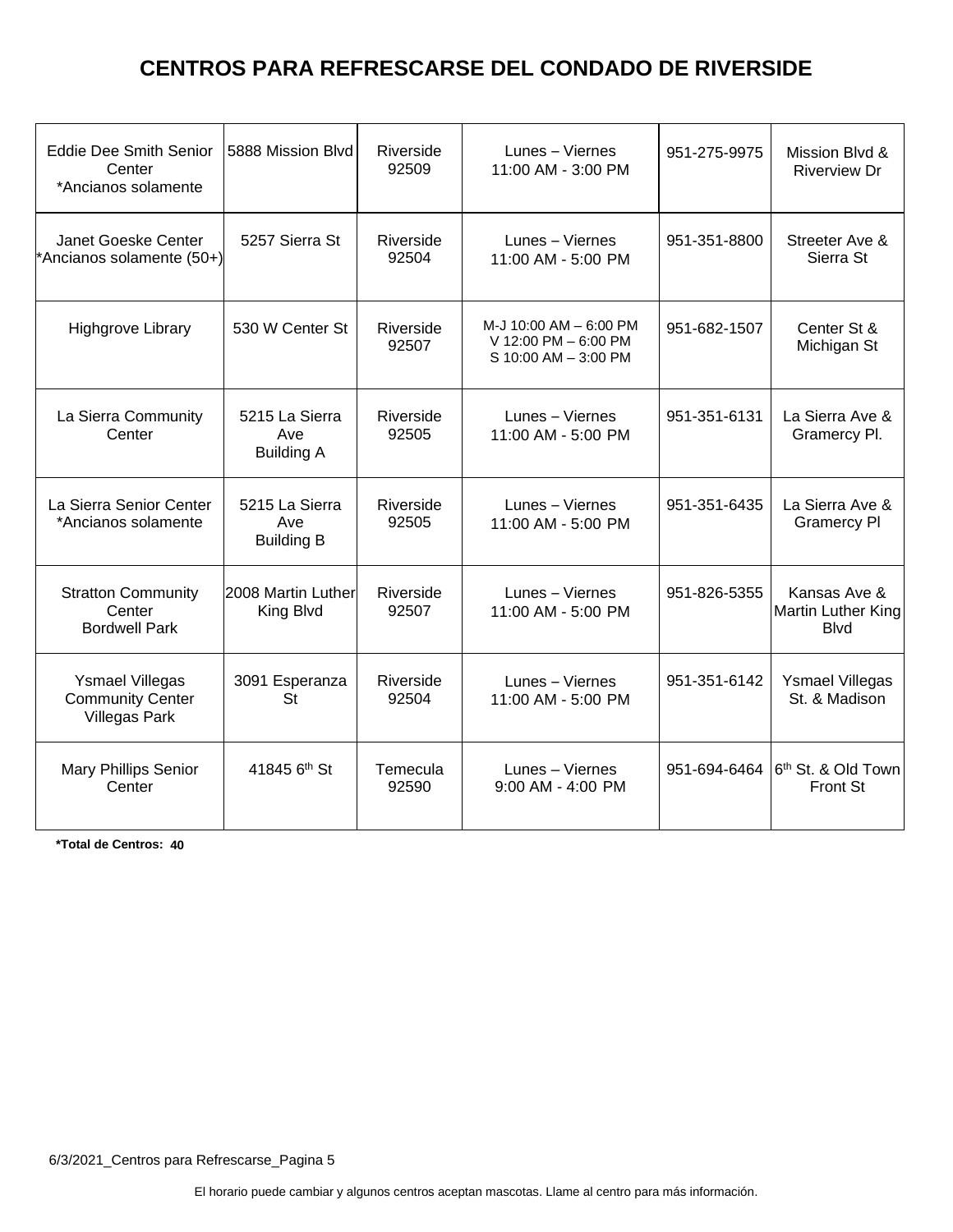# CENTROS PARA REFRESCARSE DEL CONDADO DE RIVERSIDE

| | | | | | |
|---|---|---|---|---|---|
| Eddie Dee Smith Senior Center *Ancianos solamente | 5888 Mission Blvd | Riverside 92509 | Lunes – Viernes 11:00 AM - 3:00 PM | 951-275-9975 | Mission Blvd & Riverview Dr |
| Janet Goeske Center *Ancianos solamente (50+) | 5257 Sierra St | Riverside 92504 | Lunes – Viernes 11:00 AM - 5:00 PM | 951-351-8800 | Streeter Ave & Sierra St |
| Highgrove Library | 530 W Center St | Riverside 92507 | M-J 10:00 AM – 6:00 PM V 12:00 PM – 6:00 PM S 10:00 AM – 3:00 PM | 951-682-1507 | Center St & Michigan St |
| La Sierra Community Center | 5215 La Sierra Ave Building A | Riverside 92505 | Lunes – Viernes 11:00 AM - 5:00 PM | 951-351-6131 | La Sierra Ave & Gramercy Pl. |
| La Sierra Senior Center *Ancianos solamente | 5215 La Sierra Ave Building B | Riverside 92505 | Lunes – Viernes 11:00 AM - 5:00 PM | 951-351-6435 | La Sierra Ave & Gramercy Pl |
| Stratton Community Center Bordwell Park | 2008 Martin Luther King Blvd | Riverside 92507 | Lunes – Viernes 11:00 AM - 5:00 PM | 951-826-5355 | Kansas Ave & Martin Luther King Blvd |
| Ysmael Villegas Community Center Villegas Park | 3091 Esperanza St | Riverside 92504 | Lunes – Viernes 11:00 AM - 5:00 PM | 951-351-6142 | Ysmael Villegas St. & Madison |
| Mary Phillips Senior Center | 41845 6th St | Temecula 92590 | Lunes – Viernes 9:00 AM - 4:00 PM | 951-694-6464 | 6th St. & Old Town Front St |

**\*Total de Centros: 40**

6/3/2021_Centros para Refrescarse_Pagina 5

El horario puede cambiar y algunos centros aceptan mascotas. Llame al centro para más información.